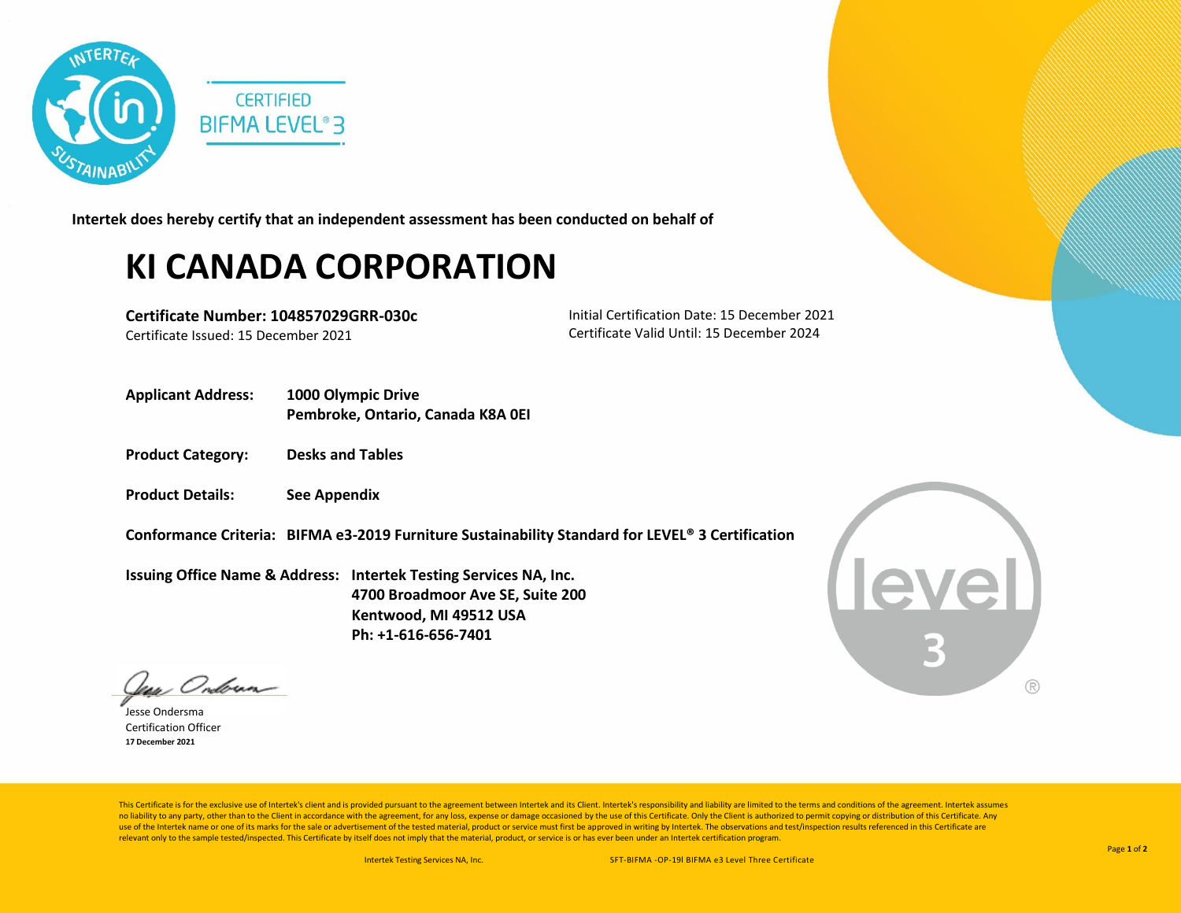CERTIFIED
BIFMA LEVEL® 3

**Intertek does hereby certify that an independent assessment has been conducted on behalf of**

# KI CANADA CORPORATION

**Certificate Number: 104857029GRR-030c**
Certificate Issued: 15 December 2021

Initial Certification Date: 15 December 2021
Certificate Valid Until: 15 December 2024

**Applicant Address:** **1000 Olympic Drive**
**Pembroke, Ontario, Canada K8A 0EI**

**Product Category:** **Desks and Tables**

**Product Details:** **See Appendix**

**Conformance Criteria:** **BIFMA e3-2019 Furniture Sustainability Standard for LEVEL® 3 Certification**

**Issuing Office Name & Address:** **Intertek Testing Services NA, Inc.**
**4700 Broadmoor Ave SE, Suite 200**
**Kentwood, MI 49512 USA**
**Ph: +1-616-656-7401**

Jesse Ondersma
Certification Officer
**17 December 2021**

level 3 ®

This Certificate is for the exclusive use of Intertek's client and is provided pursuant to the agreement between Intertek and its Client. Intertek's responsibility and liability are limited to the terms and conditions of the agreement. Intertek assumes no liability to any party, other than to the Client in accordance with the agreement, for any loss, expense or damage occasioned by the use of this Certificate. Only the Client is authorized to permit copying or distribution of this Certificate. Any use of the Intertek name or one of its marks for the sale or advertisement of the tested material, product or service must first be approved in writing by Intertek. The observations and test/inspection results referenced in this Certificate are relevant only to the sample tested/inspected. This Certificate by itself does not imply that the material, product, or service is or has ever been under an Intertek certification program.

Intertek Testing Services NA, Inc. SFT-BIFMA -OP-19I BIFMA e3 Level Three Certificate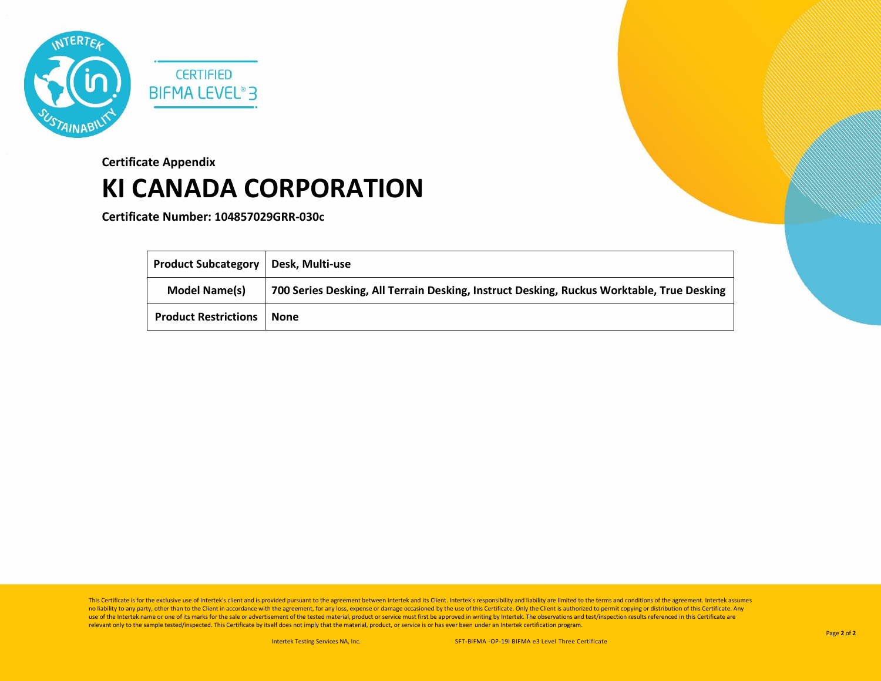CERTIFIED

BIFMA LEVEL® 3

**Certificate Appendix**

# KI CANADA CORPORATION

**Certificate Number: 104857029GRR-030c**

| | |
|---|---|
| **Product Subcategory** | **Desk, Multi-use** |
| **Model Name(s)** | **700 Series Desking, All Terrain Desking, Instruct Desking, Ruckus Worktable, True Desking** |
| **Product Restrictions** | **None** |

This Certificate is for the exclusive use of Intertek's client and is provided pursuant to the agreement between Intertek and its Client. Intertek's responsibility and liability are limited to the terms and conditions of the agreement. Intertek assumes no liability to any party, other than to the Client in accordance with the agreement, for any loss, expense or damage occasioned by the use of this Certificate. Only the Client is authorized to permit copying or distribution of this Certificate. Any use of the Intertek name or one of its marks for the sale or advertisement of the tested material, product or service must first be approved in writing by Intertek. The observations and test/inspection results referenced in this Certificate are relevant only to the sample tested/inspected. This Certificate by itself does not imply that the material, product, or service is or has ever been under an Intertek certification program.

Intertek Testing Services NA, Inc.

SFT-BIFMA -OP-19l BIFMA e3 Level Three Certificate